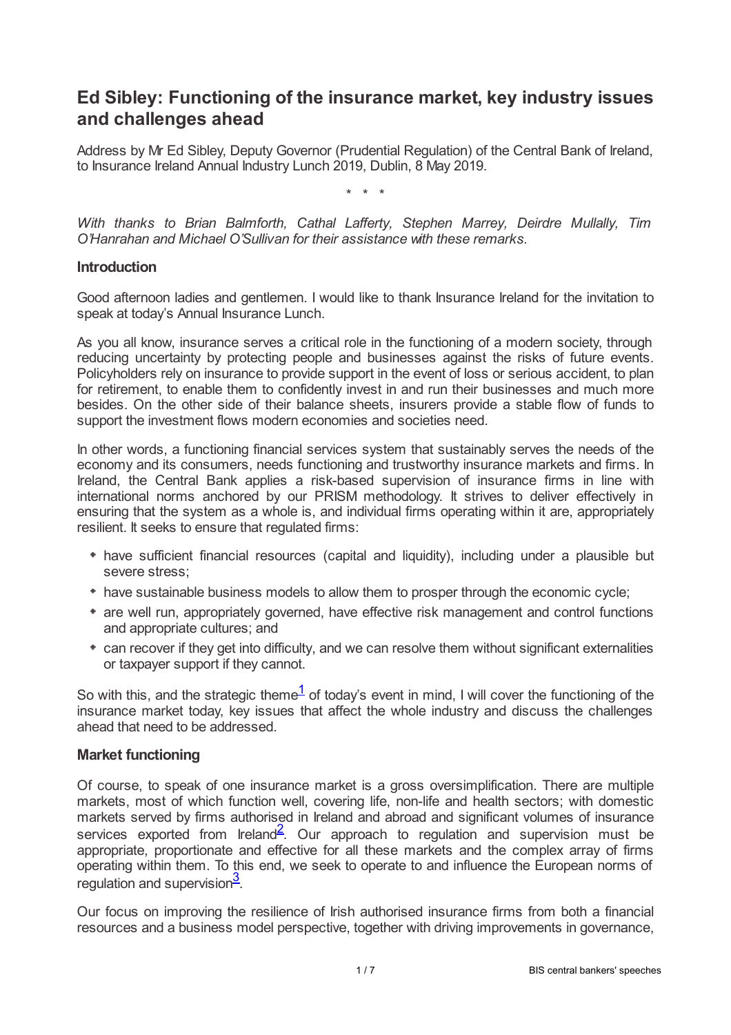# Ed Sibley: Functioning of the insurance market, key industry issues and challenges ahead

Address by Mr Ed Sibley, Deputy Governor (Prudential Regulation) of the Central Bank of Ireland, to Insurance Ireland Annual Industry Lunch 2019, Dublin, 8 May 2019.

\* \* \*

*With thanks to Brian Balmforth, Cathal Lafferty, Stephen Marrey, Deirdre Mullally, Tim O'Hanrahan and Michael O'Sullivan for their assistance with these remarks.*

### Introduction

Good afternoon ladies and gentlemen. I would like to thank Insurance Ireland for the invitation to speak at today's Annual Insurance Lunch.

As you all know, insurance serves a critical role in the functioning of a modern society, through reducing uncertainty by protecting people and businesses against the risks of future events. Policyholders rely on insurance to provide support in the event of loss or serious accident, to plan for retirement, to enable them to confidently invest in and run their businesses and much more besides. On the other side of their balance sheets, insurers provide a stable flow of funds to support the investment flows modern economies and societies need.

In other words, a functioning financial services system that sustainably serves the needs of the economy and its consumers, needs functioning and trustworthy insurance markets and firms. In Ireland, the Central Bank applies a risk-based supervision of insurance firms in line with international norms anchored by our PRISM methodology. It strives to deliver effectively in ensuring that the system as a whole is, and individual firms operating within it are, appropriately resilient. It seeks to ensure that regulated firms:

- have sufficient financial resources (capital and liquidity), including under a plausible but severe stress;
- have sustainable business models to allow them to prosper through the economic cycle;
- are well run, appropriately governed, have effective risk management and control functions and appropriate cultures; and
- can recover if they get into difficulty, and we can resolve them without significant externalities or taxpayer support if they cannot.

So with this, and the strategic theme[1] of today's event in mind, I will cover the functioning of the insurance market today, key issues that affect the whole industry and discuss the challenges ahead that need to be addressed.

### Market functioning

Of course, to speak of one insurance market is a gross oversimplification. There are multiple markets, most of which function well, covering life, non-life and health sectors; with domestic markets served by firms authorised in Ireland and abroad and significant volumes of insurance services exported from Ireland[2]. Our approach to regulation and supervision must be appropriate, proportionate and effective for all these markets and the complex array of firms operating within them. To this end, we seek to operate to and influence the European norms of regulation and supervision[3].

Our focus on improving the resilience of Irish authorised insurance firms from both a financial resources and a business model perspective, together with driving improvements in governance,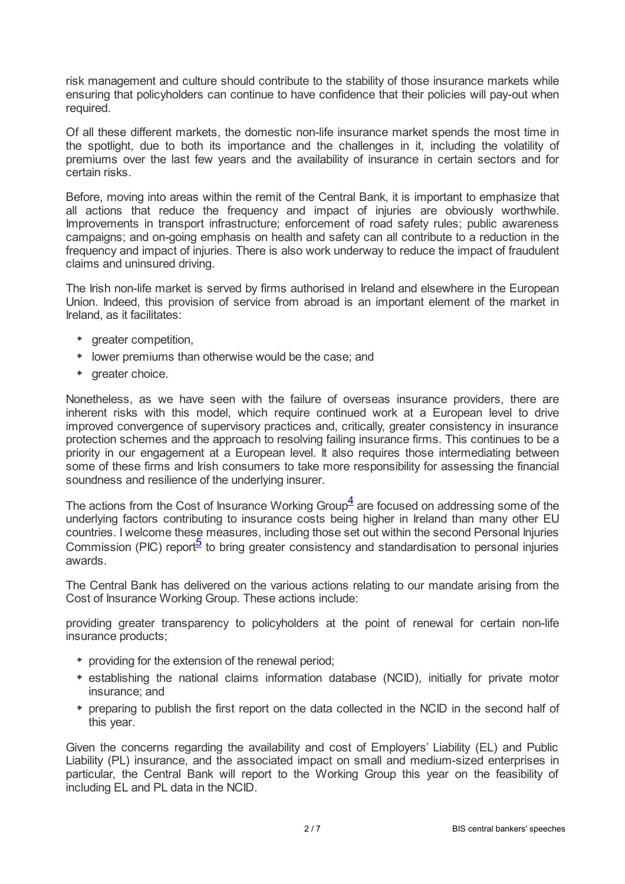risk management and culture should contribute to the stability of those insurance markets while ensuring that policyholders can continue to have confidence that their policies will pay-out when required.

Of all these different markets, the domestic non-life insurance market spends the most time in the spotlight, due to both its importance and the challenges in it, including the volatility of premiums over the last few years and the availability of insurance in certain sectors and for certain risks.

Before, moving into areas within the remit of the Central Bank, it is important to emphasize that all actions that reduce the frequency and impact of injuries are obviously worthwhile. Improvements in transport infrastructure; enforcement of road safety rules; public awareness campaigns; and on-going emphasis on health and safety can all contribute to a reduction in the frequency and impact of injuries. There is also work underway to reduce the impact of fraudulent claims and uninsured driving.

The Irish non-life market is served by firms authorised in Ireland and elsewhere in the European Union. Indeed, this provision of service from abroad is an important element of the market in Ireland, as it facilitates:

- greater competition,
- lower premiums than otherwise would be the case; and
- greater choice.

Nonetheless, as we have seen with the failure of overseas insurance providers, there are inherent risks with this model, which require continued work at a European level to drive improved convergence of supervisory practices and, critically, greater consistency in insurance protection schemes and the approach to resolving failing insurance firms. This continues to be a priority in our engagement at a European level. It also requires those intermediating between some of these firms and Irish consumers to take more responsibility for assessing the financial soundness and resilience of the underlying insurer.

The actions from the Cost of Insurance Working Group[4] are focused on addressing some of the underlying factors contributing to insurance costs being higher in Ireland than many other EU countries. I welcome these measures, including those set out within the second Personal Injuries Commission (PIC) report[5] to bring greater consistency and standardisation to personal injuries awards.

The Central Bank has delivered on the various actions relating to our mandate arising from the Cost of Insurance Working Group. These actions include:

providing greater transparency to policyholders at the point of renewal for certain non-life insurance products;

- providing for the extension of the renewal period;
- establishing the national claims information database (NCID), initially for private motor insurance; and
- preparing to publish the first report on the data collected in the NCID in the second half of this year.

Given the concerns regarding the availability and cost of Employers' Liability (EL) and Public Liability (PL) insurance, and the associated impact on small and medium-sized enterprises in particular, the Central Bank will report to the Working Group this year on the feasibility of including EL and PL data in the NCID.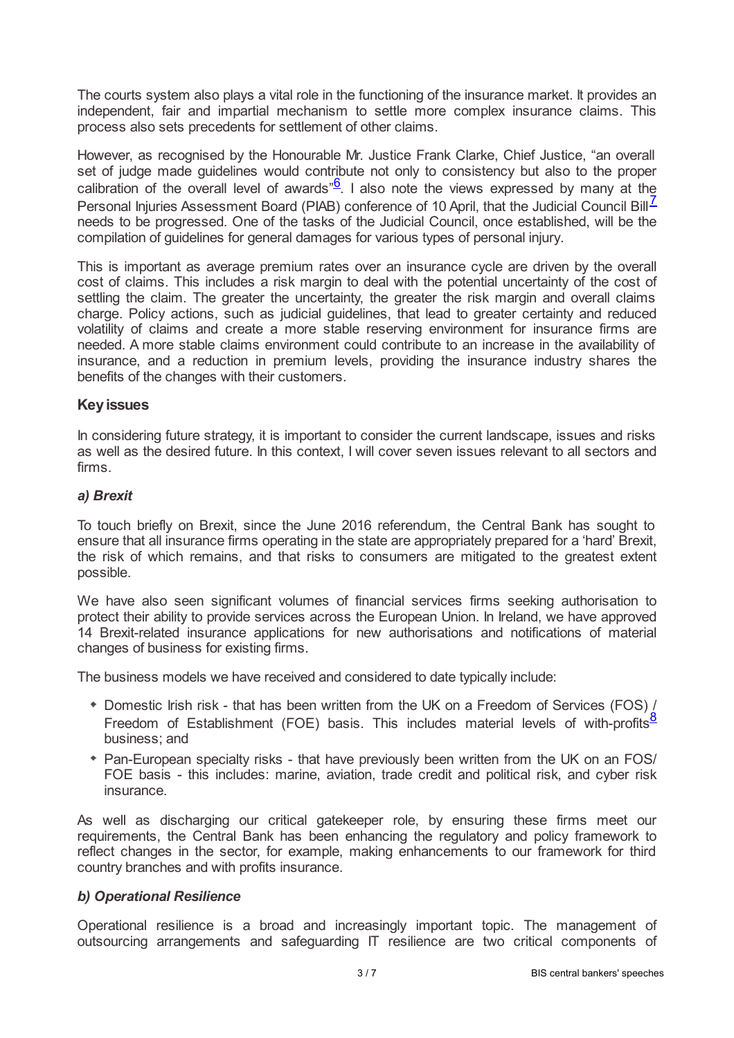The courts system also plays a vital role in the functioning of the insurance market. It provides an independent, fair and impartial mechanism to settle more complex insurance claims. This process also sets precedents for settlement of other claims.

However, as recognised by the Honourable Mr. Justice Frank Clarke, Chief Justice, "an overall set of judge made guidelines would contribute not only to consistency but also to the proper calibration of the overall level of awards"[6]. I also note the views expressed by many at the Personal Injuries Assessment Board (PIAB) conference of 10 April, that the Judicial Council Bill[7] needs to be progressed. One of the tasks of the Judicial Council, once established, will be the compilation of guidelines for general damages for various types of personal injury.

This is important as average premium rates over an insurance cycle are driven by the overall cost of claims. This includes a risk margin to deal with the potential uncertainty of the cost of settling the claim. The greater the uncertainty, the greater the risk margin and overall claims charge. Policy actions, such as judicial guidelines, that lead to greater certainty and reduced volatility of claims and create a more stable reserving environment for insurance firms are needed. A more stable claims environment could contribute to an increase in the availability of insurance, and a reduction in premium levels, providing the insurance industry shares the benefits of the changes with their customers.

### Key issues

In considering future strategy, it is important to consider the current landscape, issues and risks as well as the desired future. In this context, I will cover seven issues relevant to all sectors and firms.

#### *a) Brexit*

To touch briefly on Brexit, since the June 2016 referendum, the Central Bank has sought to ensure that all insurance firms operating in the state are appropriately prepared for a 'hard' Brexit, the risk of which remains, and that risks to consumers are mitigated to the greatest extent possible.

We have also seen significant volumes of financial services firms seeking authorisation to protect their ability to provide services across the European Union. In Ireland, we have approved 14 Brexit-related insurance applications for new authorisations and notifications of material changes of business for existing firms.

The business models we have received and considered to date typically include:

- Domestic Irish risk - that has been written from the UK on a Freedom of Services (FOS) / Freedom of Establishment (FOE) basis. This includes material levels of with-profits[8] business; and
- Pan-European specialty risks - that have previously been written from the UK on an FOS/ FOE basis - this includes: marine, aviation, trade credit and political risk, and cyber risk insurance.

As well as discharging our critical gatekeeper role, by ensuring these firms meet our requirements, the Central Bank has been enhancing the regulatory and policy framework to reflect changes in the sector, for example, making enhancements to our framework for third country branches and with profits insurance.

#### *b) Operational Resilience*

Operational resilience is a broad and increasingly important topic. The management of outsourcing arrangements and safeguarding IT resilience are two critical components of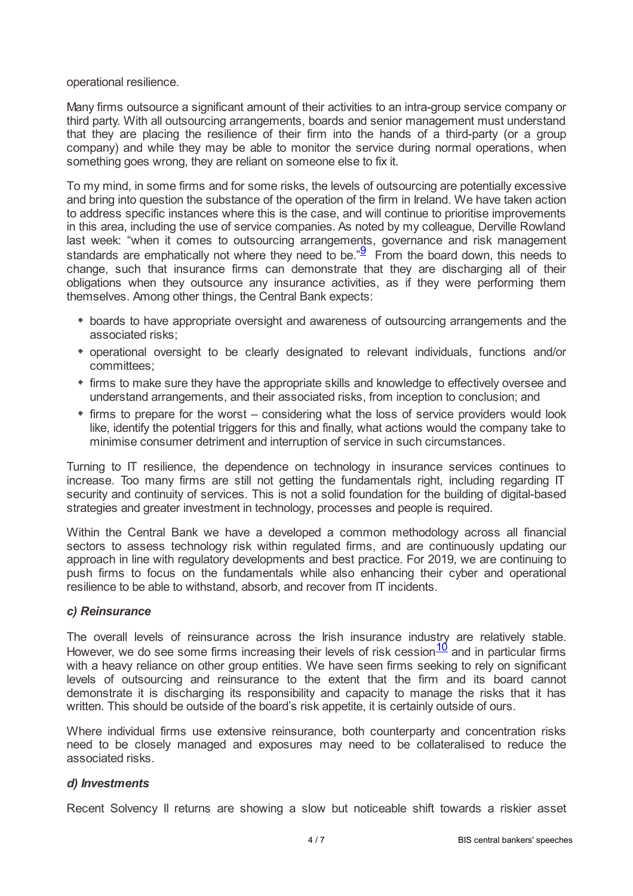operational resilience.

Many firms outsource a significant amount of their activities to an intra-group service company or third party. With all outsourcing arrangements, boards and senior management must understand that they are placing the resilience of their firm into the hands of a third-party (or a group company) and while they may be able to monitor the service during normal operations, when something goes wrong, they are reliant on someone else to fix it.

To my mind, in some firms and for some risks, the levels of outsourcing are potentially excessive and bring into question the substance of the operation of the firm in Ireland. We have taken action to address specific instances where this is the case, and will continue to prioritise improvements in this area, including the use of service companies. As noted by my colleague, Derville Rowland last week: "when it comes to outsourcing arrangements, governance and risk management standards are emphatically not where they need to be."[9] From the board down, this needs to change, such that insurance firms can demonstrate that they are discharging all of their obligations when they outsource any insurance activities, as if they were performing them themselves. Among other things, the Central Bank expects:

- boards to have appropriate oversight and awareness of outsourcing arrangements and the associated risks;
- operational oversight to be clearly designated to relevant individuals, functions and/or committees;
- firms to make sure they have the appropriate skills and knowledge to effectively oversee and understand arrangements, and their associated risks, from inception to conclusion; and
- firms to prepare for the worst – considering what the loss of service providers would look like, identify the potential triggers for this and finally, what actions would the company take to minimise consumer detriment and interruption of service in such circumstances.

Turning to IT resilience, the dependence on technology in insurance services continues to increase. Too many firms are still not getting the fundamentals right, including regarding IT security and continuity of services. This is not a solid foundation for the building of digital-based strategies and greater investment in technology, processes and people is required.

Within the Central Bank we have a developed a common methodology across all financial sectors to assess technology risk within regulated firms, and are continuously updating our approach in line with regulatory developments and best practice. For 2019, we are continuing to push firms to focus on the fundamentals while also enhancing their cyber and operational resilience to be able to withstand, absorb, and recover from IT incidents.

### *c) Reinsurance*

The overall levels of reinsurance across the Irish insurance industry are relatively stable. However, we do see some firms increasing their levels of risk cession[10] and in particular firms with a heavy reliance on other group entities. We have seen firms seeking to rely on significant levels of outsourcing and reinsurance to the extent that the firm and its board cannot demonstrate it is discharging its responsibility and capacity to manage the risks that it has written. This should be outside of the board's risk appetite, it is certainly outside of ours.

Where individual firms use extensive reinsurance, both counterparty and concentration risks need to be closely managed and exposures may need to be collateralised to reduce the associated risks.

### *d) Investments*

Recent Solvency II returns are showing a slow but noticeable shift towards a riskier asset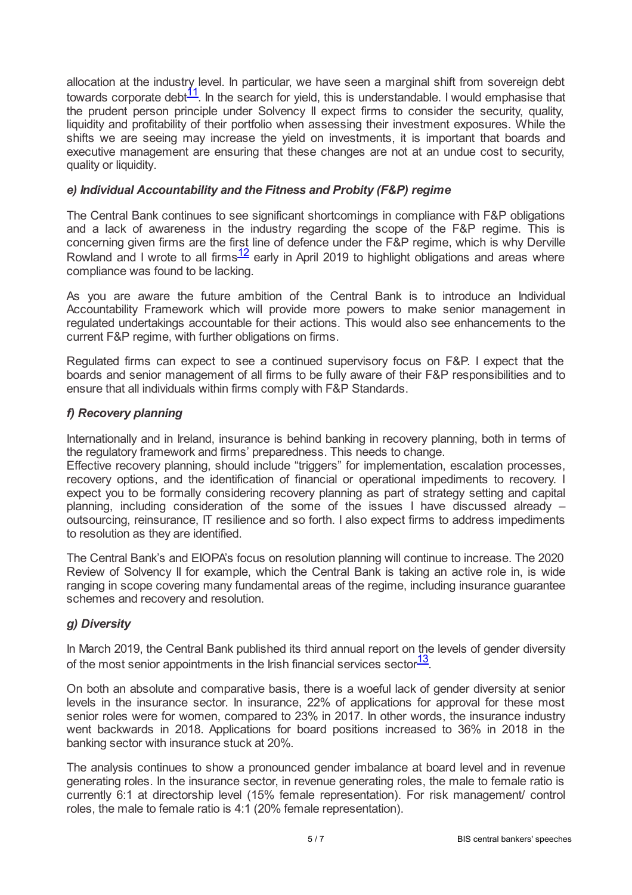allocation at the industry level. In particular, we have seen a marginal shift from sovereign debt towards corporate debt[11]. In the search for yield, this is understandable. I would emphasise that the prudent person principle under Solvency II expect firms to consider the security, quality, liquidity and profitability of their portfolio when assessing their investment exposures. While the shifts we are seeing may increase the yield on investments, it is important that boards and executive management are ensuring that these changes are not at an undue cost to security, quality or liquidity.

### *e) Individual Accountability and the Fitness and Probity (F&P) regime*

The Central Bank continues to see significant shortcomings in compliance with F&P obligations and a lack of awareness in the industry regarding the scope of the F&P regime. This is concerning given firms are the first line of defence under the F&P regime, which is why Derville Rowland and I wrote to all firms[12] early in April 2019 to highlight obligations and areas where compliance was found to be lacking.

As you are aware the future ambition of the Central Bank is to introduce an Individual Accountability Framework which will provide more powers to make senior management in regulated undertakings accountable for their actions. This would also see enhancements to the current F&P regime, with further obligations on firms.

Regulated firms can expect to see a continued supervisory focus on F&P. I expect that the boards and senior management of all firms to be fully aware of their F&P responsibilities and to ensure that all individuals within firms comply with F&P Standards.

### *f) Recovery planning*

Internationally and in Ireland, insurance is behind banking in recovery planning, both in terms of the regulatory framework and firms' preparedness. This needs to change.

Effective recovery planning, should include "triggers" for implementation, escalation processes, recovery options, and the identification of financial or operational impediments to recovery. I expect you to be formally considering recovery planning as part of strategy setting and capital planning, including consideration of the some of the issues I have discussed already – outsourcing, reinsurance, IT resilience and so forth. I also expect firms to address impediments to resolution as they are identified.

The Central Bank's and EIOPA's focus on resolution planning will continue to increase. The 2020 Review of Solvency II for example, which the Central Bank is taking an active role in, is wide ranging in scope covering many fundamental areas of the regime, including insurance guarantee schemes and recovery and resolution.

### *g) Diversity*

In March 2019, the Central Bank published its third annual report on the levels of gender diversity of the most senior appointments in the Irish financial services sector[13].

On both an absolute and comparative basis, there is a woeful lack of gender diversity at senior levels in the insurance sector. In insurance, 22% of applications for approval for these most senior roles were for women, compared to 23% in 2017. In other words, the insurance industry went backwards in 2018. Applications for board positions increased to 36% in 2018 in the banking sector with insurance stuck at 20%.

The analysis continues to show a pronounced gender imbalance at board level and in revenue generating roles. In the insurance sector, in revenue generating roles, the male to female ratio is currently 6:1 at directorship level (15% female representation). For risk management/ control roles, the male to female ratio is 4:1 (20% female representation).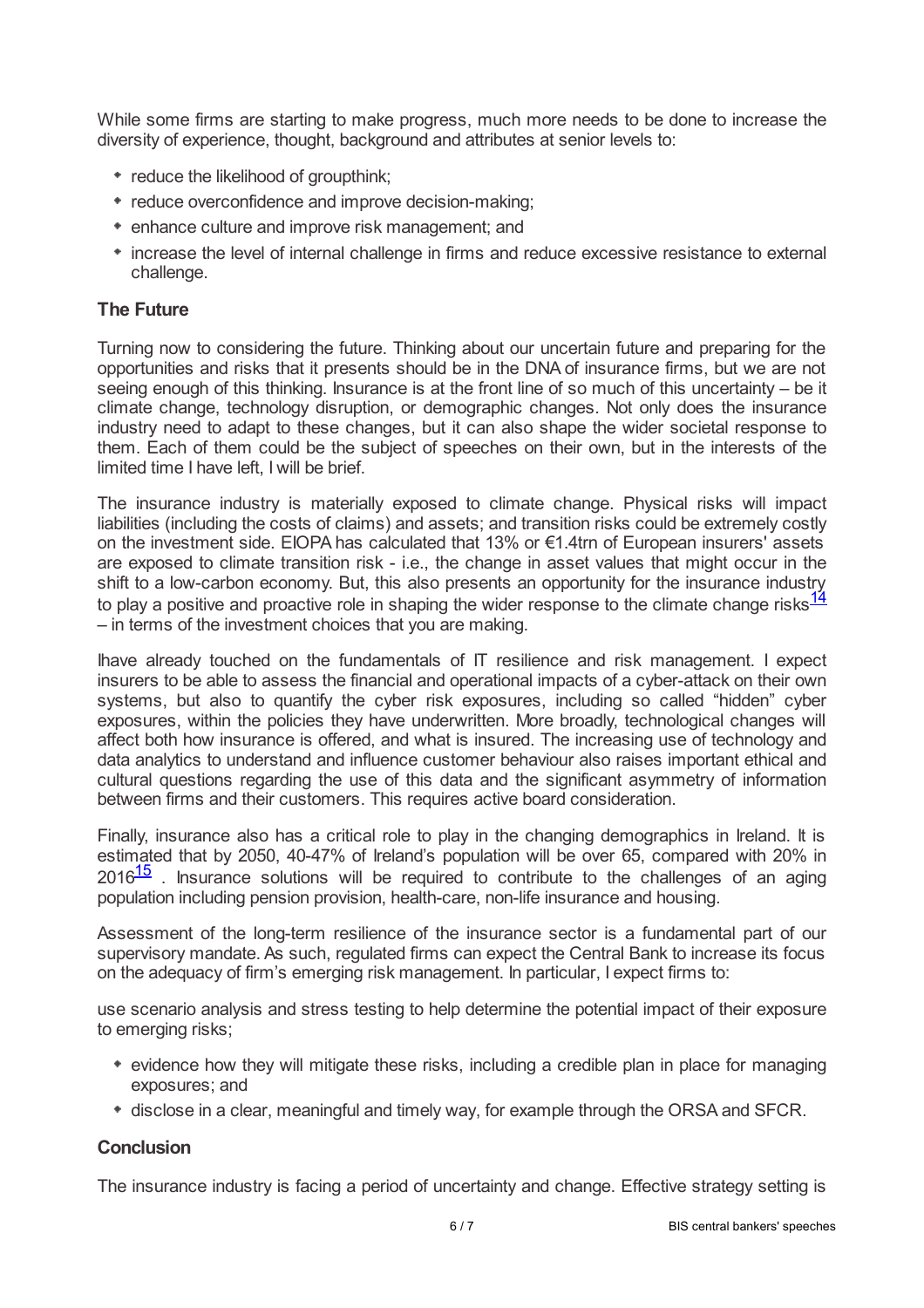While some firms are starting to make progress, much more needs to be done to increase the diversity of experience, thought, background and attributes at senior levels to:

- reduce the likelihood of groupthink;
- reduce overconfidence and improve decision-making;
- enhance culture and improve risk management; and
- increase the level of internal challenge in firms and reduce excessive resistance to external challenge.

## The Future

Turning now to considering the future. Thinking about our uncertain future and preparing for the opportunities and risks that it presents should be in the DNA of insurance firms, but we are not seeing enough of this thinking. Insurance is at the front line of so much of this uncertainty – be it climate change, technology disruption, or demographic changes. Not only does the insurance industry need to adapt to these changes, but it can also shape the wider societal response to them. Each of them could be the subject of speeches on their own, but in the interests of the limited time I have left, I will be brief.

The insurance industry is materially exposed to climate change. Physical risks will impact liabilities (including the costs of claims) and assets; and transition risks could be extremely costly on the investment side. EIOPA has calculated that 13% or €1.4trn of European insurers' assets are exposed to climate transition risk - i.e., the change in asset values that might occur in the shift to a low-carbon economy. But, this also presents an opportunity for the insurance industry to play a positive and proactive role in shaping the wider response to the climate change risks[14] – in terms of the investment choices that you are making.

Ihave already touched on the fundamentals of IT resilience and risk management. I expect insurers to be able to assess the financial and operational impacts of a cyber-attack on their own systems, but also to quantify the cyber risk exposures, including so called "hidden" cyber exposures, within the policies they have underwritten. More broadly, technological changes will affect both how insurance is offered, and what is insured. The increasing use of technology and data analytics to understand and influence customer behaviour also raises important ethical and cultural questions regarding the use of this data and the significant asymmetry of information between firms and their customers. This requires active board consideration.

Finally, insurance also has a critical role to play in the changing demographics in Ireland. It is estimated that by 2050, 40-47% of Ireland's population will be over 65, compared with 20% in 2016[15] . Insurance solutions will be required to contribute to the challenges of an aging population including pension provision, health-care, non-life insurance and housing.

Assessment of the long-term resilience of the insurance sector is a fundamental part of our supervisory mandate. As such, regulated firms can expect the Central Bank to increase its focus on the adequacy of firm's emerging risk management. In particular, I expect firms to:

use scenario analysis and stress testing to help determine the potential impact of their exposure to emerging risks;

- evidence how they will mitigate these risks, including a credible plan in place for managing exposures; and
- disclose in a clear, meaningful and timely way, for example through the ORSA and SFCR.

## Conclusion

The insurance industry is facing a period of uncertainty and change. Effective strategy setting is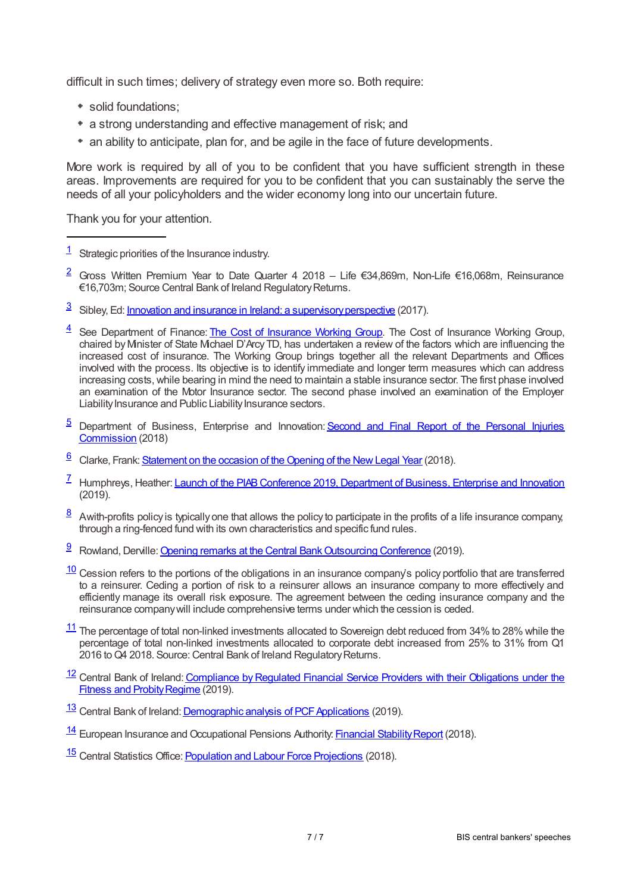difficult in such times; delivery of strategy even more so. Both require:

- solid foundations;
- a strong understanding and effective management of risk; and
- an ability to anticipate, plan for, and be agile in the face of future developments.

More work is required by all of you to be confident that you have sufficient strength in these areas. Improvements are required for you to be confident that you can sustainably the serve the needs of all your policyholders and the wider economy long into our uncertain future.

Thank you for your attention.

---

[1] Strategic priorities of the Insurance industry.

[2] Gross Written Premium Year to Date Quarter 4 2018 – Life €34,869m, Non-Life €16,068m, Reinsurance €16,703m; Source Central Bank of Ireland Regulatory Returns.

[3] Sibley, Ed: Innovation and insurance in Ireland: a supervisory perspective (2017).

[4] See Department of Finance: The Cost of Insurance Working Group. The Cost of Insurance Working Group, chaired by Minister of State Michael D'Arcy TD, has undertaken a review of the factors which are influencing the increased cost of insurance. The Working Group brings together all the relevant Departments and Offices involved with the process. Its objective is to identify immediate and longer term measures which can address increasing costs, while bearing in mind the need to maintain a stable insurance sector. The first phase involved an examination of the Motor Insurance sector. The second phase involved an examination of the Employer Liability Insurance and Public Liability Insurance sectors.

[5] Department of Business, Enterprise and Innovation: Second and Final Report of the Personal Injuries Commission (2018)

[6] Clarke, Frank: Statement on the occasion of the Opening of the New Legal Year (2018).

[7] Humphreys, Heather: Launch of the PIAB Conference 2019, Department of Business, Enterprise and Innovation (2019).

[8] A with-profits policy is typically one that allows the policy to participate in the profits of a life insurance company, through a ring-fenced fund with its own characteristics and specific fund rules.

[9] Rowland, Derville: Opening remarks at the Central Bank Outsourcing Conference (2019).

[10] Cession refers to the portions of the obligations in an insurance company's policy portfolio that are transferred to a reinsurer. Ceding a portion of risk to a reinsurer allows an insurance company to more effectively and efficiently manage its overall risk exposure. The agreement between the ceding insurance company and the reinsurance company will include comprehensive terms under which the cession is ceded.

[11] The percentage of total non-linked investments allocated to Sovereign debt reduced from 34% to 28% while the percentage of total non-linked investments allocated to corporate debt increased from 25% to 31% from Q1 2016 to Q4 2018. Source: Central Bank of Ireland Regulatory Returns.

[12] Central Bank of Ireland: Compliance by Regulated Financial Service Providers with their Obligations under the Fitness and Probity Regime (2019).

[13] Central Bank of Ireland: Demographic analysis of PCF Applications (2019).

[14] European Insurance and Occupational Pensions Authority: Financial Stability Report (2018).

[15] Central Statistics Office: Population and Labour Force Projections (2018).